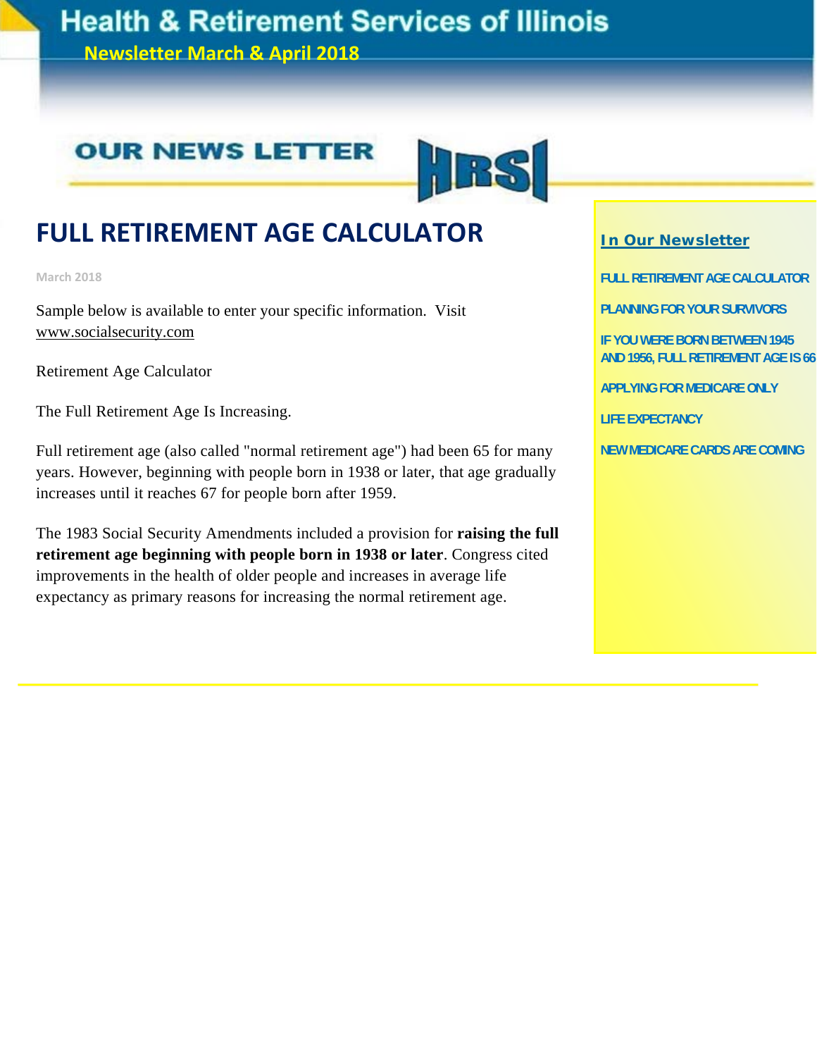# Health & Retirement Services of Illinois

**Newsletter March & April 2018**

OUR NEWS LETTER

HRSI

## FULL RETIREMENT AGE CALCULATOR

March 2018

Sample below is available to enter your specific information. Visit www.socialsecurity.com

Retirement Age Calculator

The Full Retirement Age Is Increasing.

Full retirement age (also called "normal retirement age") had been 65 for many years. However, beginning with people born in 1938 or later, that age gradually increases until it reaches 67 for people born after 1959.

The 1983 Social Security Amendments included a provision for **raising the full retirement age beginning with people born in 1938 or later**. Congress cited improvements in the health of older people and increases in average life expectancy as primary reasons for increasing the normal retirement age.

### In Our Newsletter

- FULL RETIREMENT AGE CALCULATOR
- PLANNING FOR YOUR SURVIVORS
- IF YOU WERE BORN BETWEEN 1945 AND 1956, FULL RETIREMENT AGE IS 66
- APPLYING FOR MEDICARE ONLY
- LIFE EXPECTANCY
- NEW MEDICARE CARDS ARE COMING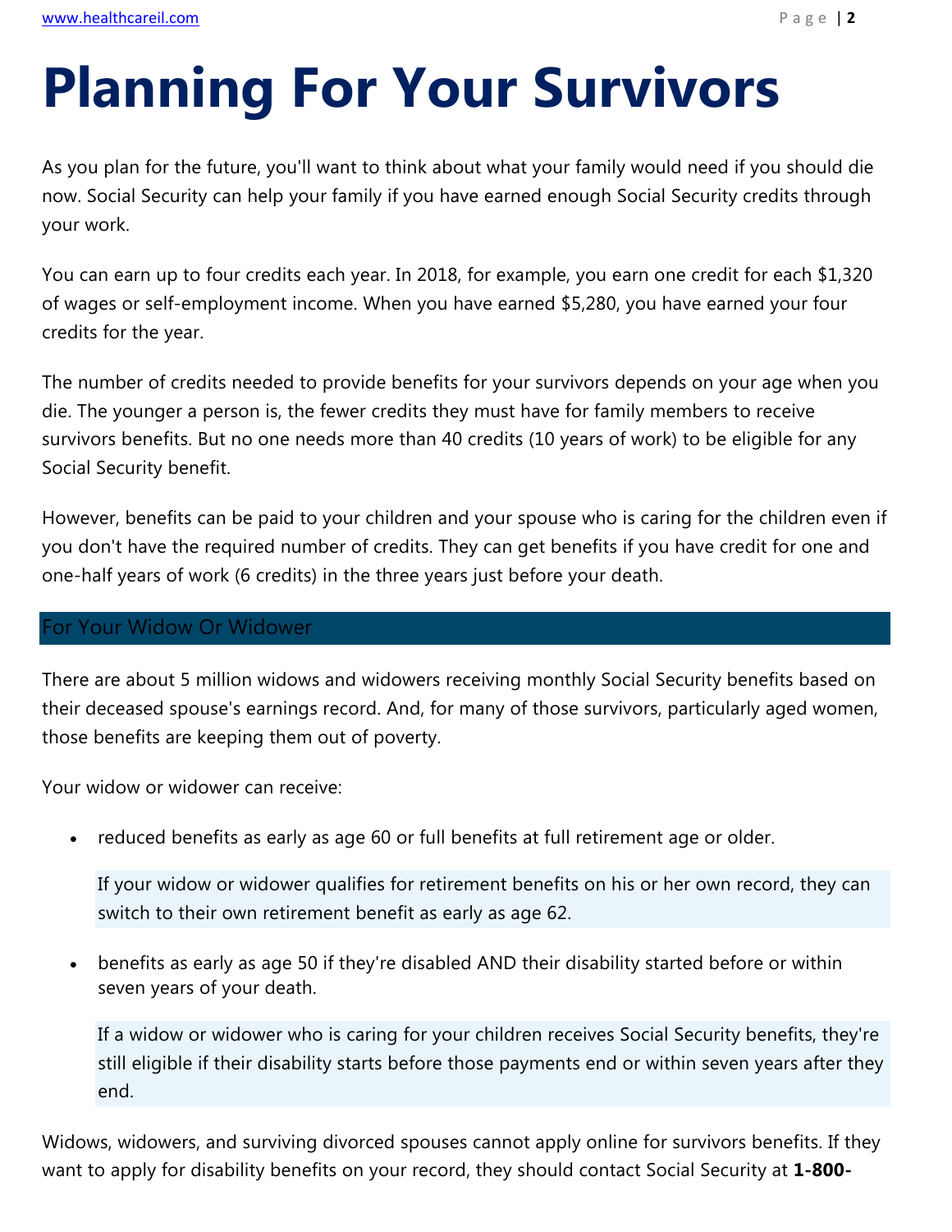# Planning For Your Survivors

As you plan for the future, you'll want to think about what your family would need if you should die now. Social Security can help your family if you have earned enough Social Security credits through your work.

You can earn up to four credits each year. In 2018, for example, you earn one credit for each $1,320 of wages or self-employment income. When you have earned $5,280, you have earned your four credits for the year.

The number of credits needed to provide benefits for your survivors depends on your age when you die. The younger a person is, the fewer credits they must have for family members to receive survivors benefits. But no one needs more than 40 credits (10 years of work) to be eligible for any Social Security benefit.

However, benefits can be paid to your children and your spouse who is caring for the children even if you don't have the required number of credits. They can get benefits if you have credit for one and one-half years of work (6 credits) in the three years just before your death.

## For Your Widow Or Widower

There are about 5 million widows and widowers receiving monthly Social Security benefits based on their deceased spouse's earnings record. And, for many of those survivors, particularly aged women, those benefits are keeping them out of poverty.

Your widow or widower can receive:

- reduced benefits as early as age 60 or full benefits at full retirement age or older.

  If your widow or widower qualifies for retirement benefits on his or her own record, they can switch to their own retirement benefit as early as age 62.

- benefits as early as age 50 if they're disabled AND their disability started before or within seven years of your death.

  If a widow or widower who is caring for your children receives Social Security benefits, they're still eligible if their disability starts before those payments end or within seven years after they end.

Widows, widowers, and surviving divorced spouses cannot apply online for survivors benefits. If they want to apply for disability benefits on your record, they should contact Social Security at **1-800-**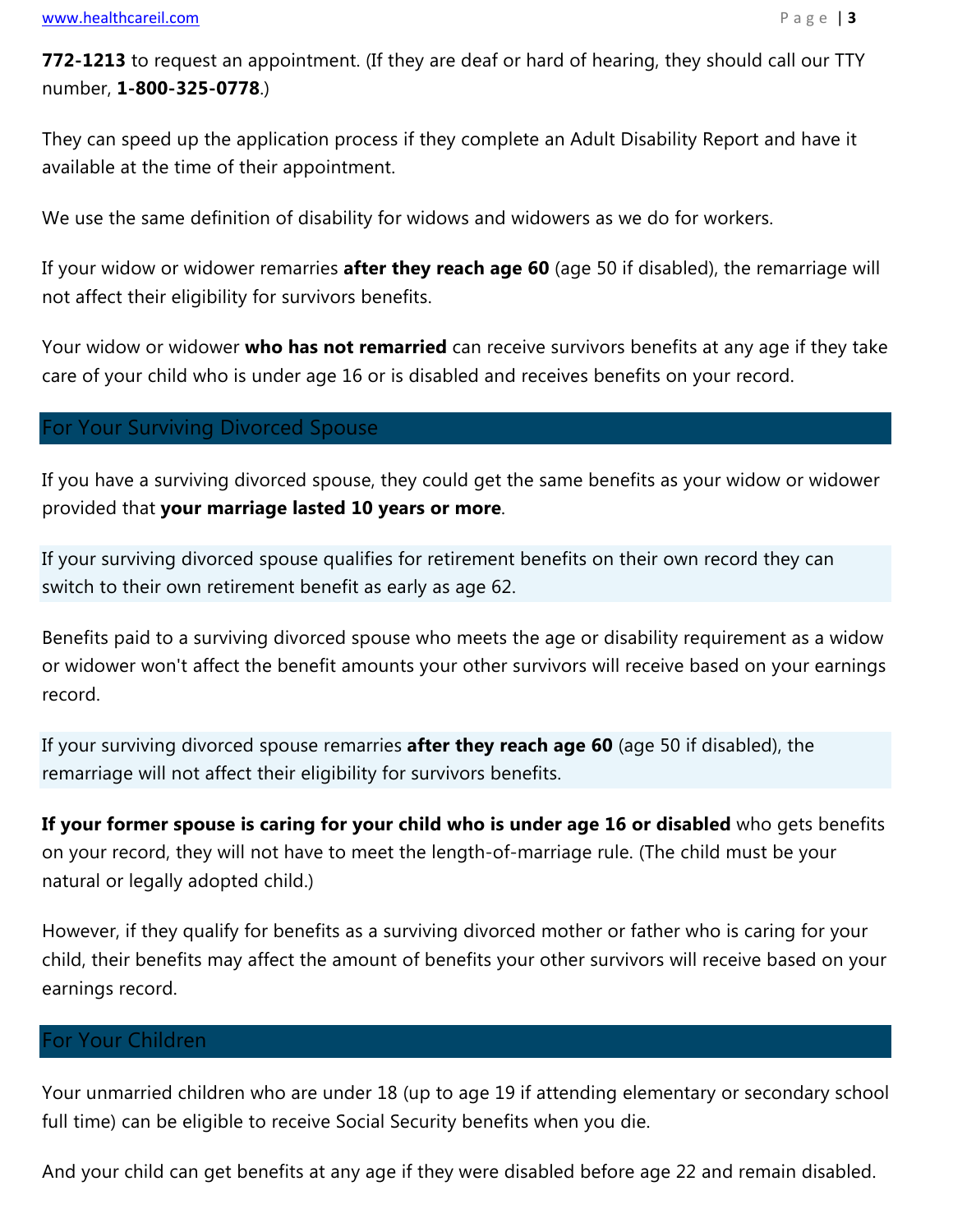**772-1213** to request an appointment. (If they are deaf or hard of hearing, they should call our TTY number, **1-800-325-0778**.)

They can speed up the application process if they complete an Adult Disability Report and have it available at the time of their appointment.

We use the same definition of disability for widows and widowers as we do for workers.

If your widow or widower remarries **after they reach age 60** (age 50 if disabled), the remarriage will not affect their eligibility for survivors benefits.

Your widow or widower **who has not remarried** can receive survivors benefits at any age if they take care of your child who is under age 16 or is disabled and receives benefits on your record.

## For Your Surviving Divorced Spouse

If you have a surviving divorced spouse, they could get the same benefits as your widow or widower provided that **your marriage lasted 10 years or more**.

If your surviving divorced spouse qualifies for retirement benefits on their own record they can switch to their own retirement benefit as early as age 62.

Benefits paid to a surviving divorced spouse who meets the age or disability requirement as a widow or widower won't affect the benefit amounts your other survivors will receive based on your earnings record.

If your surviving divorced spouse remarries **after they reach age 60** (age 50 if disabled), the remarriage will not affect their eligibility for survivors benefits.

**If your former spouse is caring for your child who is under age 16 or disabled** who gets benefits on your record, they will not have to meet the length-of-marriage rule. (The child must be your natural or legally adopted child.)

However, if they qualify for benefits as a surviving divorced mother or father who is caring for your child, their benefits may affect the amount of benefits your other survivors will receive based on your earnings record.

## For Your Children

Your unmarried children who are under 18 (up to age 19 if attending elementary or secondary school full time) can be eligible to receive Social Security benefits when you die.

And your child can get benefits at any age if they were disabled before age 22 and remain disabled.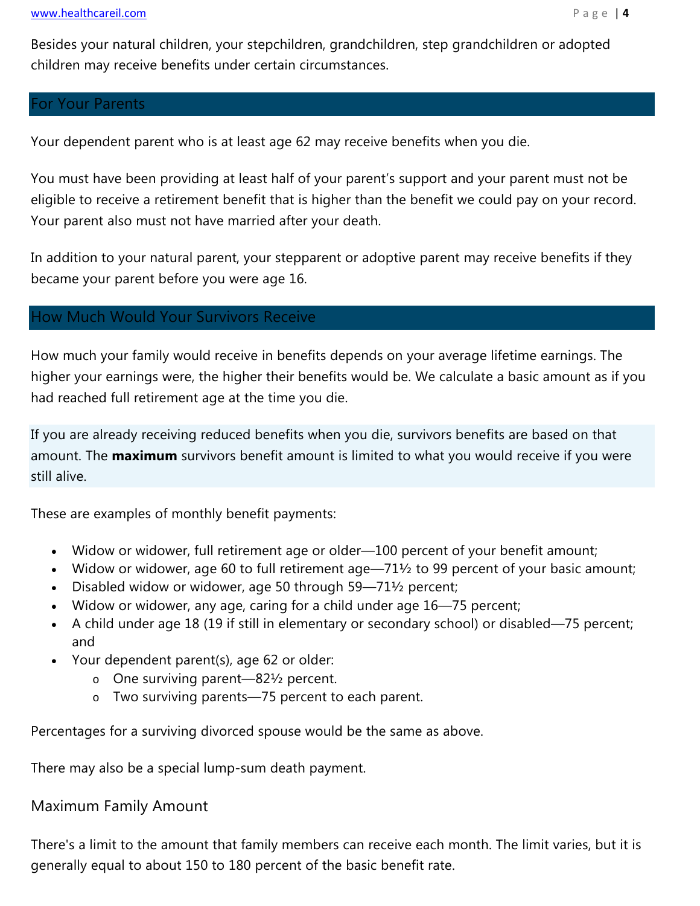Besides your natural children, your stepchildren, grandchildren, step grandchildren or adopted children may receive benefits under certain circumstances.

## For Your Parents

Your dependent parent who is at least age 62 may receive benefits when you die.

You must have been providing at least half of your parent's support and your parent must not be eligible to receive a retirement benefit that is higher than the benefit we could pay on your record. Your parent also must not have married after your death.

In addition to your natural parent, your stepparent or adoptive parent may receive benefits if they became your parent before you were age 16.

## How Much Would Your Survivors Receive

How much your family would receive in benefits depends on your average lifetime earnings. The higher your earnings were, the higher their benefits would be. We calculate a basic amount as if you had reached full retirement age at the time you die.

If you are already receiving reduced benefits when you die, survivors benefits are based on that amount. The **maximum** survivors benefit amount is limited to what you would receive if you were still alive.

These are examples of monthly benefit payments:

- Widow or widower, full retirement age or older—100 percent of your benefit amount;
- Widow or widower, age 60 to full retirement age—71½ to 99 percent of your basic amount;
- Disabled widow or widower, age 50 through 59—71½ percent;
- Widow or widower, any age, caring for a child under age 16—75 percent;
- A child under age 18 (19 if still in elementary or secondary school) or disabled—75 percent; and
- Your dependent parent(s), age 62 or older:
  - One surviving parent—82½ percent.
  - Two surviving parents—75 percent to each parent.

Percentages for a surviving divorced spouse would be the same as above.

There may also be a special lump-sum death payment.

### Maximum Family Amount

There's a limit to the amount that family members can receive each month. The limit varies, but it is generally equal to about 150 to 180 percent of the basic benefit rate.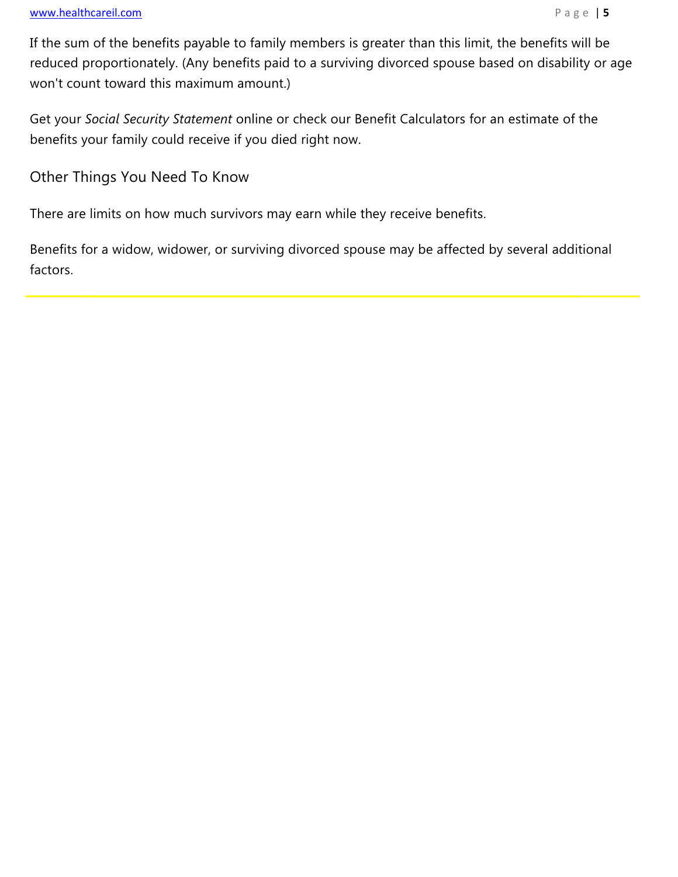If the sum of the benefits payable to family members is greater than this limit, the benefits will be reduced proportionately. (Any benefits paid to a surviving divorced spouse based on disability or age won't count toward this maximum amount.)

Get your *Social Security Statement* online or check our Benefit Calculators for an estimate of the benefits your family could receive if you died right now.

## Other Things You Need To Know

There are limits on how much survivors may earn while they receive benefits.

Benefits for a widow, widower, or surviving divorced spouse may be affected by several additional factors.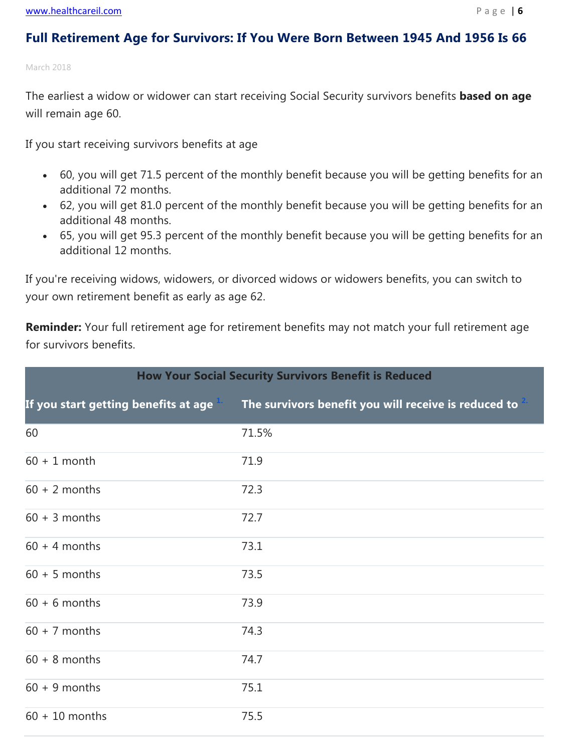## Full Retirement Age for Survivors: If You Were Born Between 1945 And 1956 Is 66

March 2018

The earliest a widow or widower can start receiving Social Security survivors benefits **based on age** will remain age 60.

If you start receiving survivors benefits at age

- 60, you will get 71.5 percent of the monthly benefit because you will be getting benefits for an additional 72 months.
- 62, you will get 81.0 percent of the monthly benefit because you will be getting benefits for an additional 48 months.
- 65, you will get 95.3 percent of the monthly benefit because you will be getting benefits for an additional 12 months.

If you're receiving widows, widowers, or divorced widows or widowers benefits, you can switch to your own retirement benefit as early as age 62.

**Reminder:** Your full retirement age for retirement benefits may not match your full retirement age for survivors benefits.

| How Your Social Security Survivors Benefit is Reduced | |
|---|---|
| **If you start getting benefits at age** [1.] | **The survivors benefit you will receive is reduced to** [2.] |
| 60 | 71.5% |
| 60 + 1 month | 71.9 |
| 60 + 2 months | 72.3 |
| 60 + 3 months | 72.7 |
| 60 + 4 months | 73.1 |
| 60 + 5 months | 73.5 |
| 60 + 6 months | 73.9 |
| 60 + 7 months | 74.3 |
| 60 + 8 months | 74.7 |
| 60 + 9 months | 75.1 |
| 60 + 10 months | 75.5 |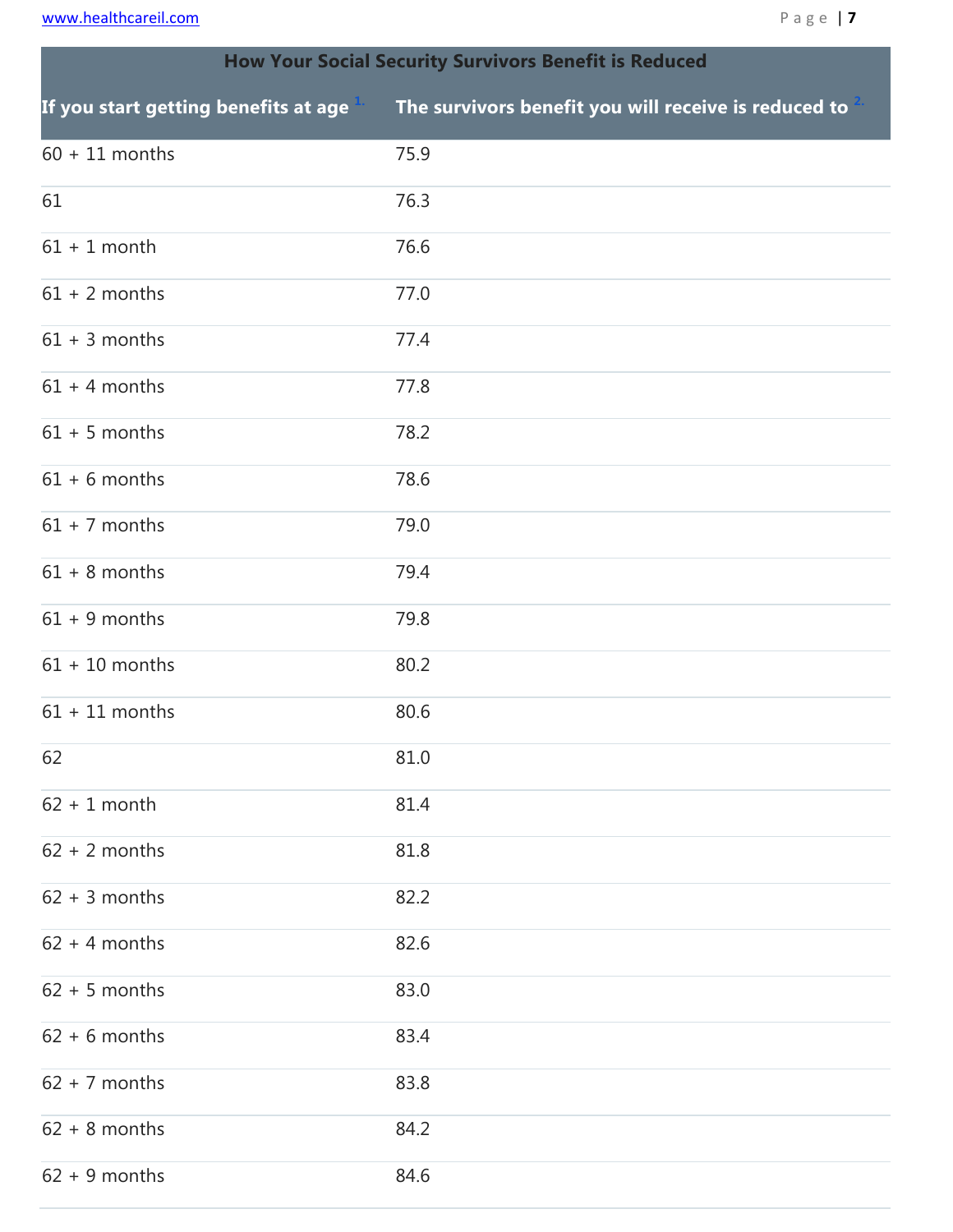| How Your Social Security Survivors Benefit is Reduced | |
|---|---|
| If you start getting benefits at age [1.] | The survivors benefit you will receive is reduced to [2.] |
| 60 + 11 months | 75.9 |
| 61 | 76.3 |
| 61 + 1 month | 76.6 |
| 61 + 2 months | 77.0 |
| 61 + 3 months | 77.4 |
| 61 + 4 months | 77.8 |
| 61 + 5 months | 78.2 |
| 61 + 6 months | 78.6 |
| 61 + 7 months | 79.0 |
| 61 + 8 months | 79.4 |
| 61 + 9 months | 79.8 |
| 61 + 10 months | 80.2 |
| 61 + 11 months | 80.6 |
| 62 | 81.0 |
| 62 + 1 month | 81.4 |
| 62 + 2 months | 81.8 |
| 62 + 3 months | 82.2 |
| 62 + 4 months | 82.6 |
| 62 + 5 months | 83.0 |
| 62 + 6 months | 83.4 |
| 62 + 7 months | 83.8 |
| 62 + 8 months | 84.2 |
| 62 + 9 months | 84.6 |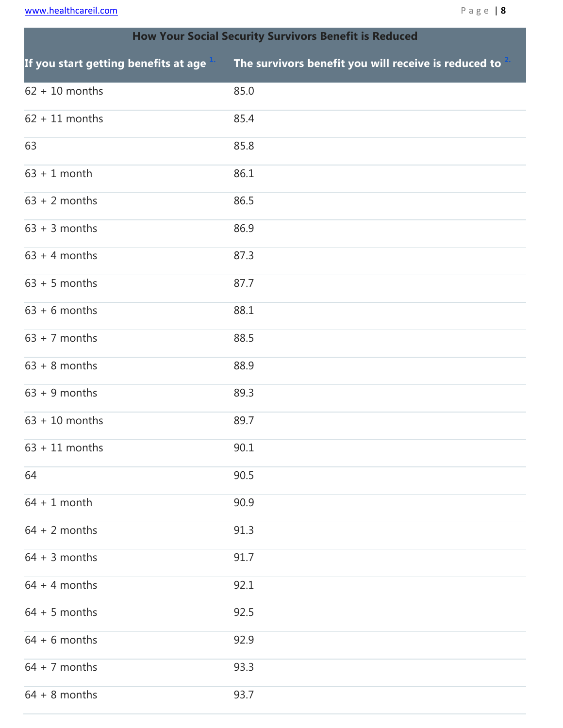| How Your Social Security Survivors Benefit is Reduced | |
|---|---|
| If you start getting benefits at age [1.] | The survivors benefit you will receive is reduced to [2.] |
| 62 + 10 months | 85.0 |
| 62 + 11 months | 85.4 |
| 63 | 85.8 |
| 63 + 1 month | 86.1 |
| 63 + 2 months | 86.5 |
| 63 + 3 months | 86.9 |
| 63 + 4 months | 87.3 |
| 63 + 5 months | 87.7 |
| 63 + 6 months | 88.1 |
| 63 + 7 months | 88.5 |
| 63 + 8 months | 88.9 |
| 63 + 9 months | 89.3 |
| 63 + 10 months | 89.7 |
| 63 + 11 months | 90.1 |
| 64 | 90.5 |
| 64 + 1 month | 90.9 |
| 64 + 2 months | 91.3 |
| 64 + 3 months | 91.7 |
| 64 + 4 months | 92.1 |
| 64 + 5 months | 92.5 |
| 64 + 6 months | 92.9 |
| 64 + 7 months | 93.3 |
| 64 + 8 months | 93.7 |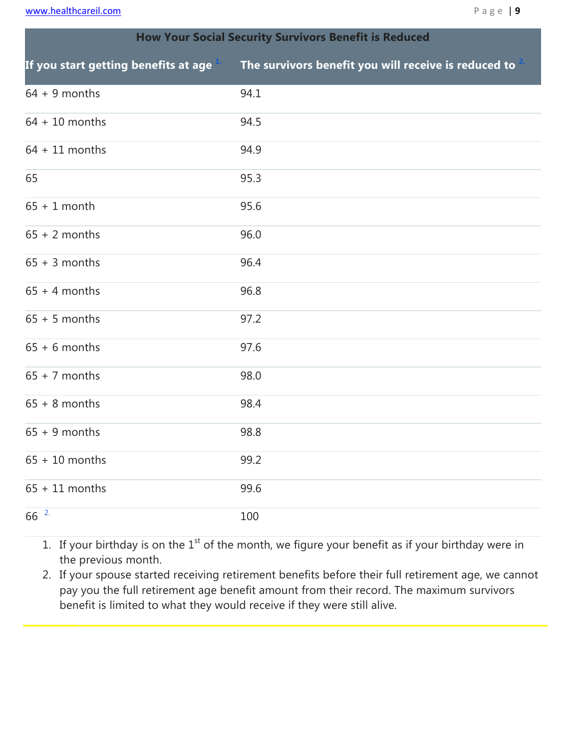| How Your Social Security Survivors Benefit is Reduced | |
|---|---|
| If you start getting benefits at age [1.] | The survivors benefit you will receive is reduced to [2.] |
| 64 + 9 months | 94.1 |
| 64 + 10 months | 94.5 |
| 64 + 11 months | 94.9 |
| 65 | 95.3 |
| 65 + 1 month | 95.6 |
| 65 + 2 months | 96.0 |
| 65 + 3 months | 96.4 |
| 65 + 4 months | 96.8 |
| 65 + 5 months | 97.2 |
| 65 + 6 months | 97.6 |
| 65 + 7 months | 98.0 |
| 65 + 8 months | 98.4 |
| 65 + 9 months | 98.8 |
| 65 + 10 months | 99.2 |
| 65 + 11 months | 99.6 |
| 66 [2.] | 100 |

1. If your birthday is on the 1st of the month, we figure your benefit as if your birthday were in the previous month.
2. If your spouse started receiving retirement benefits before their full retirement age, we cannot pay you the full retirement age benefit amount from their record. The maximum survivors benefit is limited to what they would receive if they were still alive.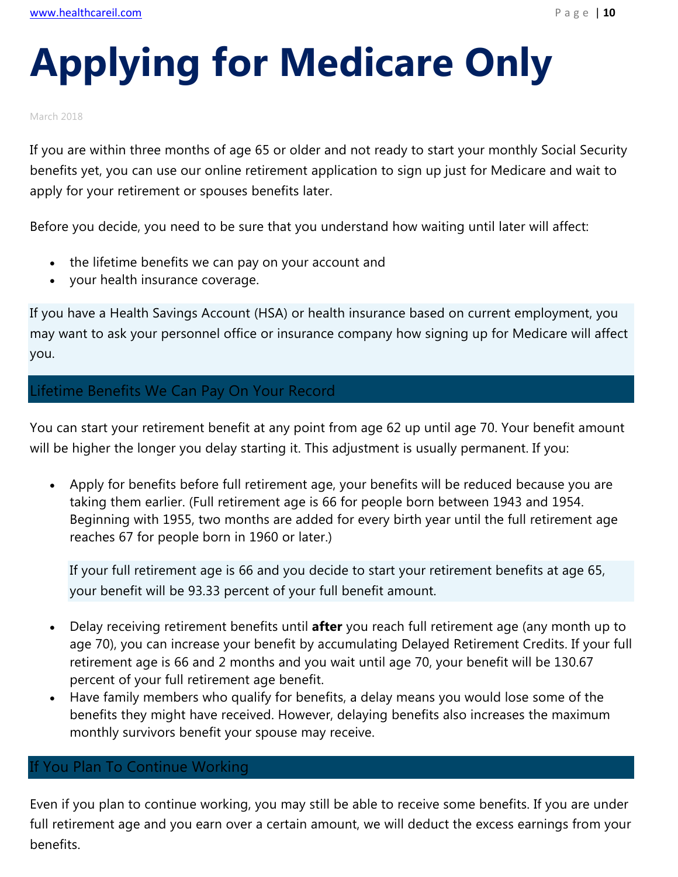# Applying for Medicare Only

March 2018

If you are within three months of age 65 or older and not ready to start your monthly Social Security benefits yet, you can use our online retirement application to sign up just for Medicare and wait to apply for your retirement or spouses benefits later.

Before you decide, you need to be sure that you understand how waiting until later will affect:

- the lifetime benefits we can pay on your account and
- your health insurance coverage.

If you have a Health Savings Account (HSA) or health insurance based on current employment, you may want to ask your personnel office or insurance company how signing up for Medicare will affect you.

## Lifetime Benefits We Can Pay On Your Record

You can start your retirement benefit at any point from age 62 up until age 70. Your benefit amount will be higher the longer you delay starting it. This adjustment is usually permanent. If you:

- Apply for benefits before full retirement age, your benefits will be reduced because you are taking them earlier. (Full retirement age is 66 for people born between 1943 and 1954. Beginning with 1955, two months are added for every birth year until the full retirement age reaches 67 for people born in 1960 or later.)

  If your full retirement age is 66 and you decide to start your retirement benefits at age 65, your benefit will be 93.33 percent of your full benefit amount.

- Delay receiving retirement benefits until **after** you reach full retirement age (any month up to age 70), you can increase your benefit by accumulating Delayed Retirement Credits. If your full retirement age is 66 and 2 months and you wait until age 70, your benefit will be 130.67 percent of your full retirement age benefit.
- Have family members who qualify for benefits, a delay means you would lose some of the benefits they might have received. However, delaying benefits also increases the maximum monthly survivors benefit your spouse may receive.

## If You Plan To Continue Working

Even if you plan to continue working, you may still be able to receive some benefits. If you are under full retirement age and you earn over a certain amount, we will deduct the excess earnings from your benefits.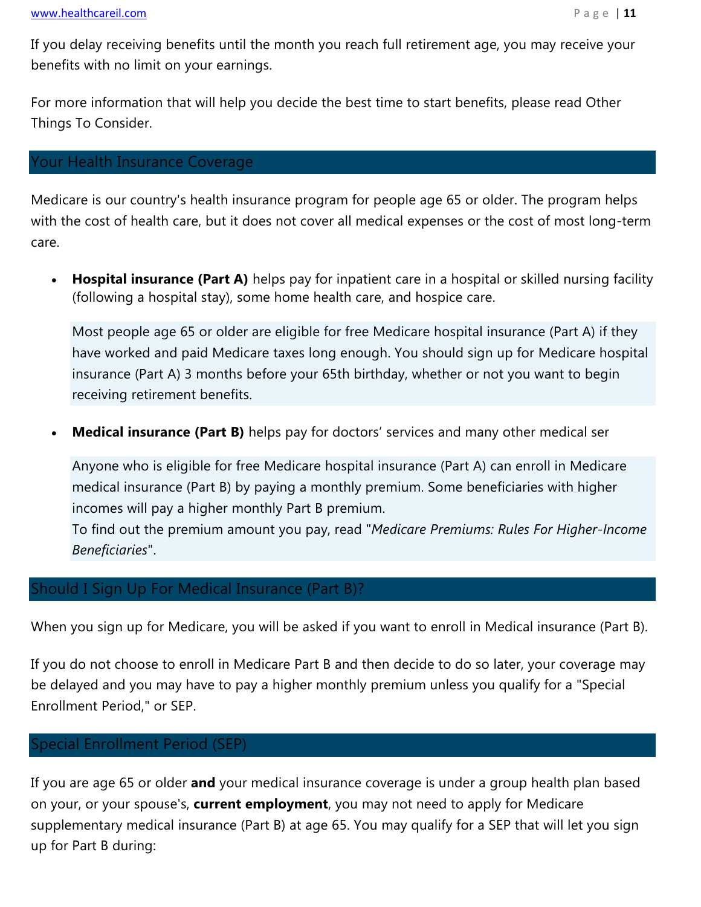If you delay receiving benefits until the month you reach full retirement age, you may receive your benefits with no limit on your earnings.

For more information that will help you decide the best time to start benefits, please read Other Things To Consider.

## Your Health Insurance Coverage

Medicare is our country's health insurance program for people age 65 or older. The program helps with the cost of health care, but it does not cover all medical expenses or the cost of most long-term care.

- **Hospital insurance (Part A)** helps pay for inpatient care in a hospital or skilled nursing facility (following a hospital stay), some home health care, and hospice care.

  Most people age 65 or older are eligible for free Medicare hospital insurance (Part A) if they have worked and paid Medicare taxes long enough. You should sign up for Medicare hospital insurance (Part A) 3 months before your 65th birthday, whether or not you want to begin receiving retirement benefits.

- **Medical insurance (Part B)** helps pay for doctors' services and many other medical ser

  Anyone who is eligible for free Medicare hospital insurance (Part A) can enroll in Medicare medical insurance (Part B) by paying a monthly premium. Some beneficiaries with higher incomes will pay a higher monthly Part B premium.
  To find out the premium amount you pay, read "*Medicare Premiums: Rules For Higher-Income Beneficiaries*".

## Should I Sign Up For Medical Insurance (Part B)?

When you sign up for Medicare, you will be asked if you want to enroll in Medical insurance (Part B).

If you do not choose to enroll in Medicare Part B and then decide to do so later, your coverage may be delayed and you may have to pay a higher monthly premium unless you qualify for a "Special Enrollment Period," or SEP.

## Special Enrollment Period (SEP)

If you are age 65 or older **and** your medical insurance coverage is under a group health plan based on your, or your spouse's, **current employment**, you may not need to apply for Medicare supplementary medical insurance (Part B) at age 65. You may qualify for a SEP that will let you sign up for Part B during: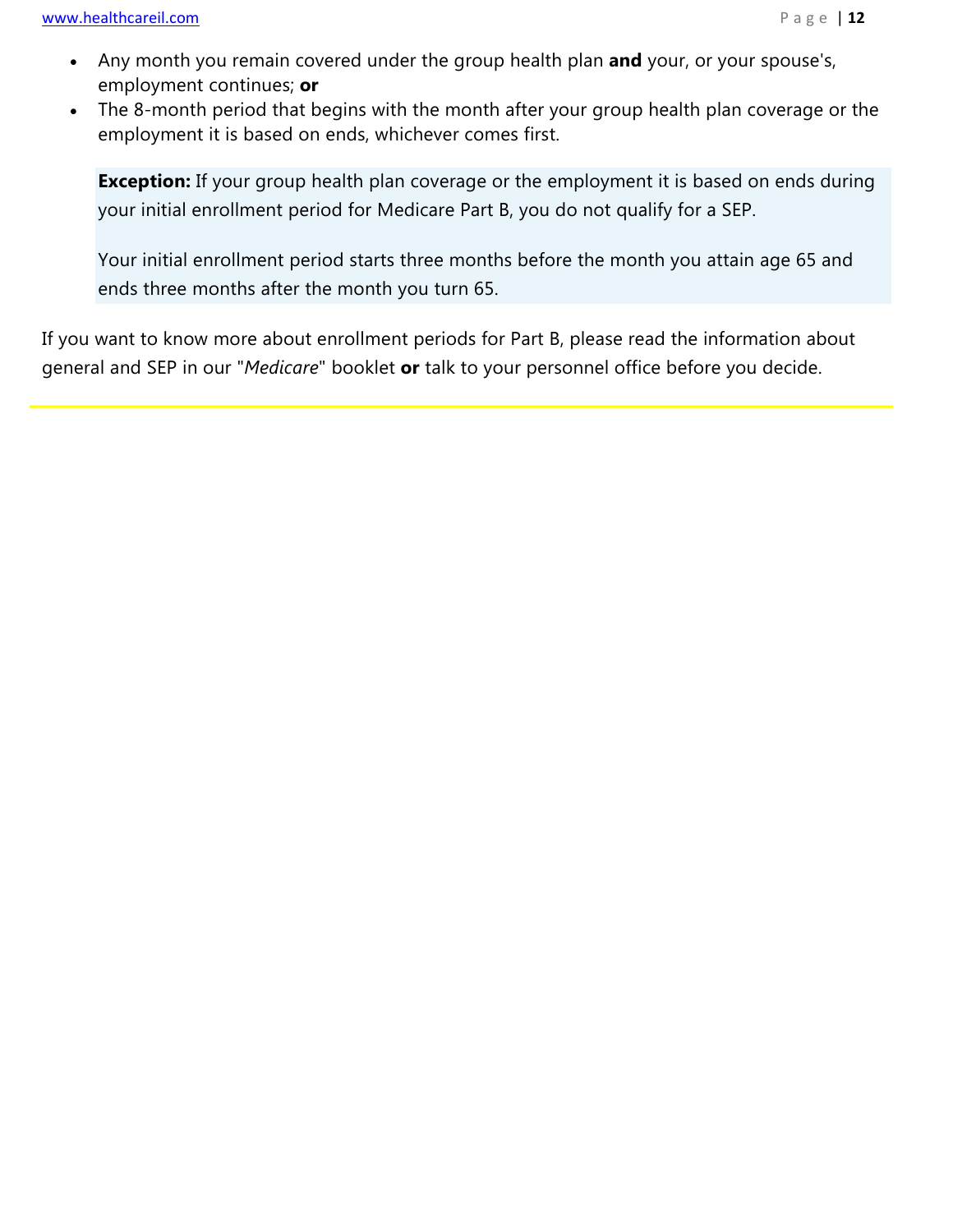- Any month you remain covered under the group health plan **and** your, or your spouse's, employment continues; **or**
- The 8-month period that begins with the month after your group health plan coverage or the employment it is based on ends, whichever comes first.

> **Exception:** If your group health plan coverage or the employment it is based on ends during your initial enrollment period for Medicare Part B, you do not qualify for a SEP.
>
> Your initial enrollment period starts three months before the month you attain age 65 and ends three months after the month you turn 65.

If you want to know more about enrollment periods for Part B, please read the information about general and SEP in our "*Medicare*" booklet **or** talk to your personnel office before you decide.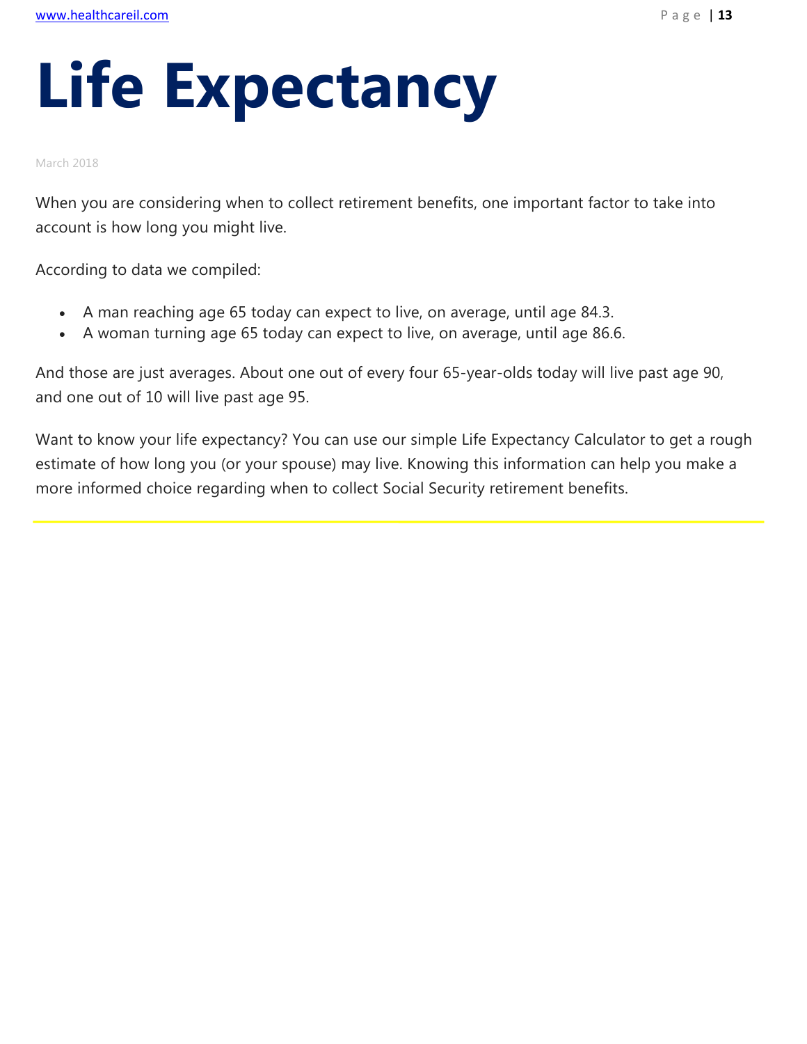# Life Expectancy

March 2018

When you are considering when to collect retirement benefits, one important factor to take into account is how long you might live.

According to data we compiled:

- A man reaching age 65 today can expect to live, on average, until age 84.3.
- A woman turning age 65 today can expect to live, on average, until age 86.6.

And those are just averages. About one out of every four 65-year-olds today will live past age 90, and one out of 10 will live past age 95.

Want to know your life expectancy? You can use our simple Life Expectancy Calculator to get a rough estimate of how long you (or your spouse) may live. Knowing this information can help you make a more informed choice regarding when to collect Social Security retirement benefits.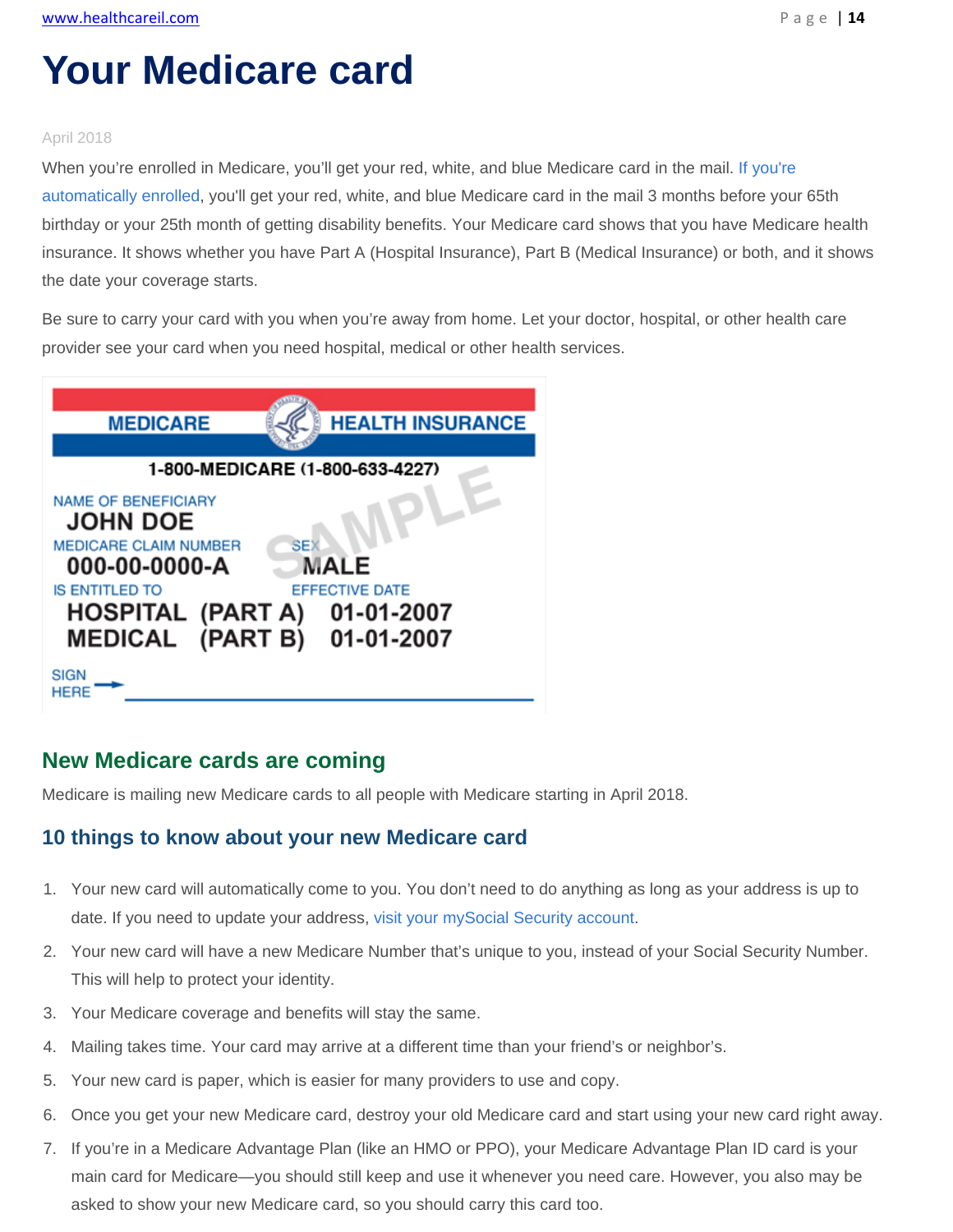# Your Medicare card

April 2018

When you're enrolled in Medicare, you'll get your red, white, and blue Medicare card in the mail. If you're automatically enrolled, you'll get your red, white, and blue Medicare card in the mail 3 months before your 65th birthday or your 25th month of getting disability benefits. Your Medicare card shows that you have Medicare health insurance. It shows whether you have Part A (Hospital Insurance), Part B (Medical Insurance) or both, and it shows the date your coverage starts.

Be sure to carry your card with you when you're away from home. Let your doctor, hospital, or other health care provider see your card when you need hospital, medical or other health services.

MEDICARE HEALTH INSURANCE

1-800-MEDICARE (1-800-633-4227)

NAME OF BENEFICIARY
JOHN DOE

MEDICARE CLAIM NUMBER
000-00-0000-A

SEX
MALE

IS ENTITLED TO | EFFECTIVE DATE
HOSPITAL (PART A) 01-01-2007
MEDICAL (PART B) 01-01-2007

SIGN HERE

SAMPLE

## New Medicare cards are coming

Medicare is mailing new Medicare cards to all people with Medicare starting in April 2018.

### 10 things to know about your new Medicare card

1. Your new card will automatically come to you. You don't need to do anything as long as your address is up to date. If you need to update your address, visit your mySocial Security account.
2. Your new card will have a new Medicare Number that's unique to you, instead of your Social Security Number. This will help to protect your identity.
3. Your Medicare coverage and benefits will stay the same.
4. Mailing takes time. Your card may arrive at a different time than your friend's or neighbor's.
5. Your new card is paper, which is easier for many providers to use and copy.
6. Once you get your new Medicare card, destroy your old Medicare card and start using your new card right away.
7. If you're in a Medicare Advantage Plan (like an HMO or PPO), your Medicare Advantage Plan ID card is your main card for Medicare—you should still keep and use it whenever you need care. However, you also may be asked to show your new Medicare card, so you should carry this card too.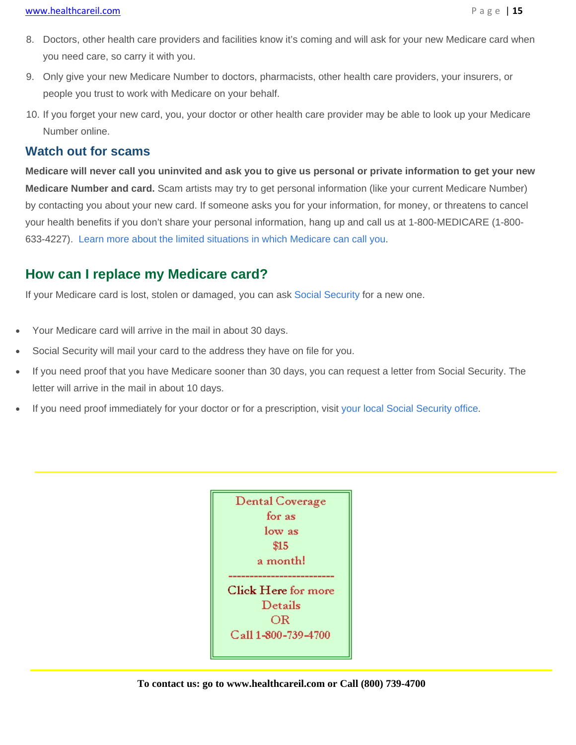8. Doctors, other health care providers and facilities know it's coming and will ask for your new Medicare card when you need care, so carry it with you.
9. Only give your new Medicare Number to doctors, pharmacists, other health care providers, your insurers, or people you trust to work with Medicare on your behalf.
10. If you forget your new card, you, your doctor or other health care provider may be able to look up your Medicare Number online.

### Watch out for scams

**Medicare will never call you uninvited and ask you to give us personal or private information to get your new Medicare Number and card.** Scam artists may try to get personal information (like your current Medicare Number) by contacting you about your new card. If someone asks you for your information, for money, or threatens to cancel your health benefits if you don't share your personal information, hang up and call us at 1-800-MEDICARE (1-800-633-4227). Learn more about the limited situations in which Medicare can call you.

## How can I replace my Medicare card?

If your Medicare card is lost, stolen or damaged, you can ask Social Security for a new one.

- Your Medicare card will arrive in the mail in about 30 days.
- Social Security will mail your card to the address they have on file for you.
- If you need proof that you have Medicare sooner than 30 days, you can request a letter from Social Security. The letter will arrive in the mail in about 10 days.
- If you need proof immediately for your doctor or for a prescription, visit your local Social Security office.

Dental Coverage for as low as $15 a month!

Click Here for more Details OR Call 1-800-739-4700

**To contact us: go to www.healthcareil.com or Call (800) 739-4700**